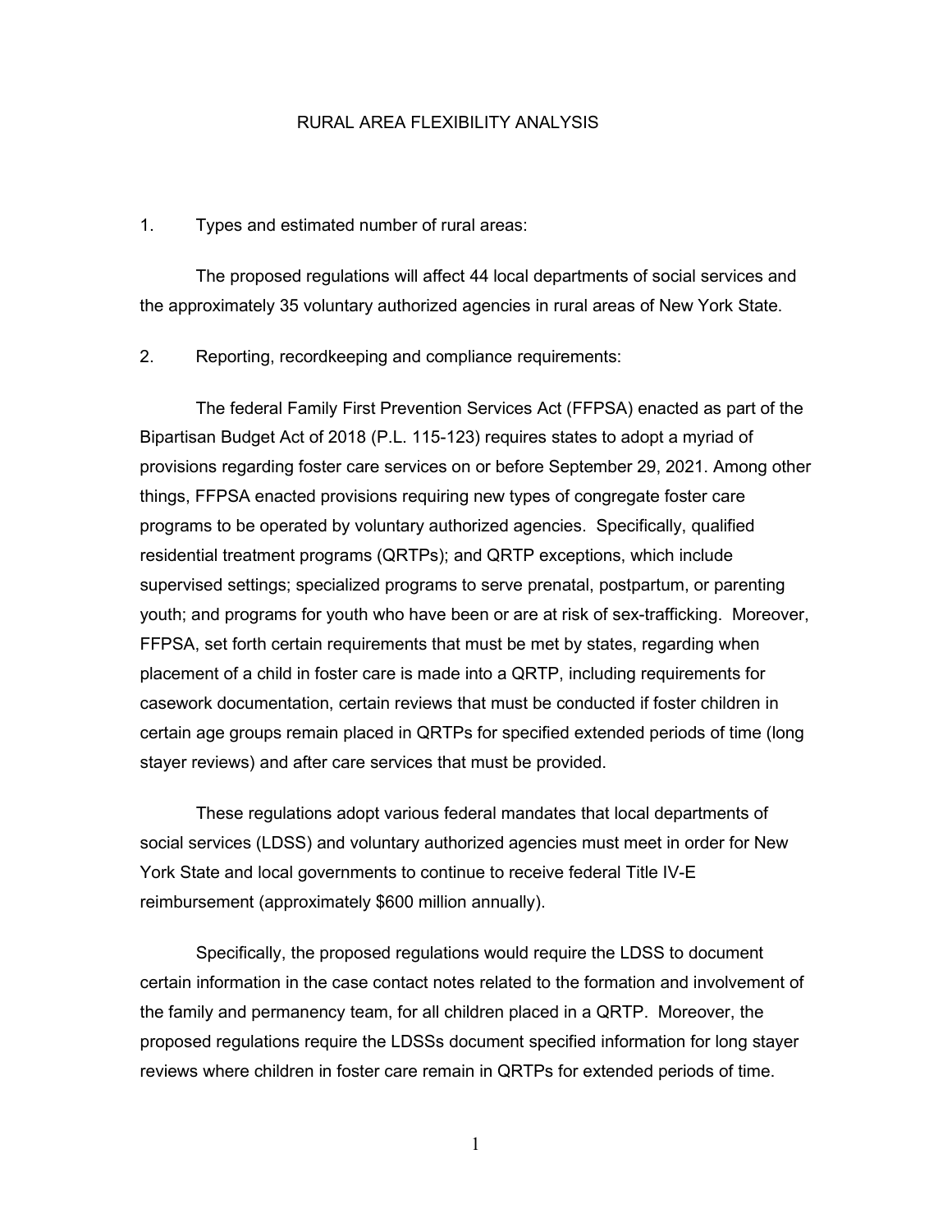# RURAL AREA FLEXIBILITY ANALYSIS

1. Types and estimated number of rural areas:

The proposed regulations will affect 44 local departments of social services and the approximately 35 voluntary authorized agencies in rural areas of New York State.

2. Reporting, recordkeeping and compliance requirements:

The federal Family First Prevention Services Act (FFPSA) enacted as part of the Bipartisan Budget Act of 2018 (P.L. 115-123) requires states to adopt a myriad of provisions regarding foster care services on or before September 29, 2021. Among other things, FFPSA enacted provisions requiring new types of congregate foster care programs to be operated by voluntary authorized agencies. Specifically, qualified residential treatment programs (QRTPs); and QRTP exceptions, which include supervised settings; specialized programs to serve prenatal, postpartum, or parenting youth; and programs for youth who have been or are at risk of sex-trafficking. Moreover, FFPSA, set forth certain requirements that must be met by states, regarding when placement of a child in foster care is made into a QRTP, including requirements for casework documentation, certain reviews that must be conducted if foster children in certain age groups remain placed in QRTPs for specified extended periods of time (long stayer reviews) and after care services that must be provided.

These regulations adopt various federal mandates that local departments of social services (LDSS) and voluntary authorized agencies must meet in order for New York State and local governments to continue to receive federal Title IV-E reimbursement (approximately $600 million annually).

Specifically, the proposed regulations would require the LDSS to document certain information in the case contact notes related to the formation and involvement of the family and permanency team, for all children placed in a QRTP. Moreover, the proposed regulations require the LDSSs document specified information for long stayer reviews where children in foster care remain in QRTPs for extended periods of time.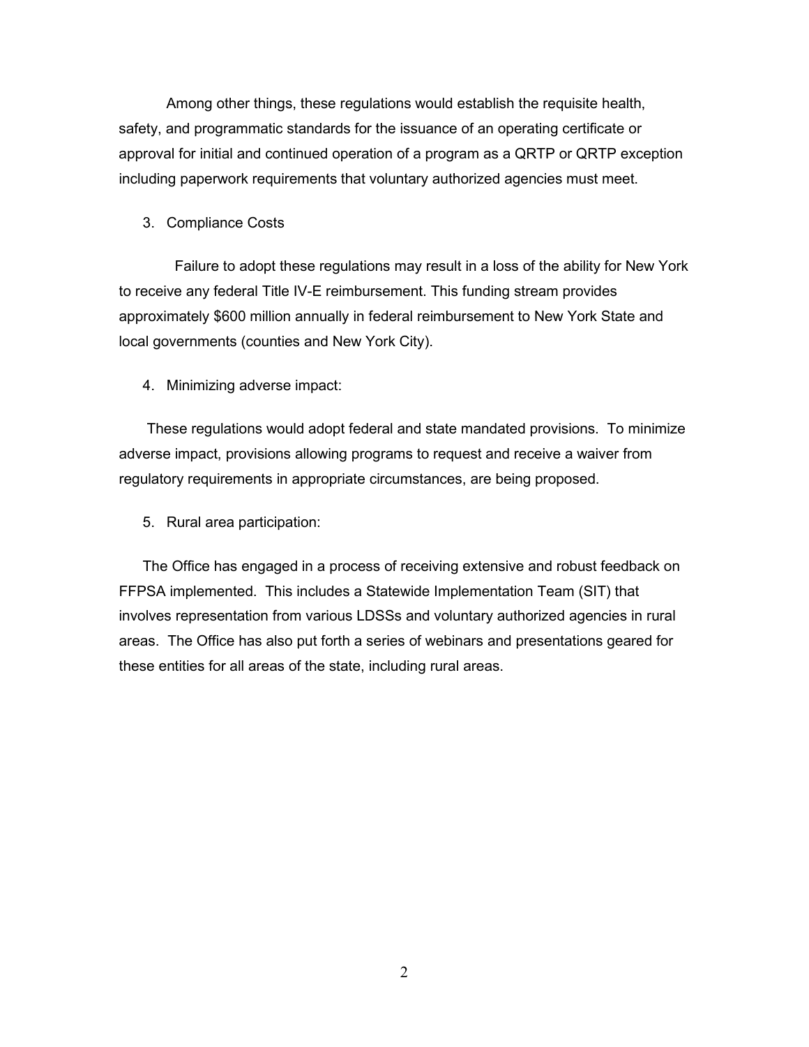Among other things, these regulations would establish the requisite health, safety, and programmatic standards for the issuance of an operating certificate or approval for initial and continued operation of a program as a QRTP or QRTP exception including paperwork requirements that voluntary authorized agencies must meet.

3. Compliance Costs

Failure to adopt these regulations may result in a loss of the ability for New York to receive any federal Title IV-E reimbursement. This funding stream provides approximately $600 million annually in federal reimbursement to New York State and local governments (counties and New York City).

4. Minimizing adverse impact:

These regulations would adopt federal and state mandated provisions. To minimize adverse impact, provisions allowing programs to request and receive a waiver from regulatory requirements in appropriate circumstances, are being proposed.

5. Rural area participation:

The Office has engaged in a process of receiving extensive and robust feedback on FFPSA implemented. This includes a Statewide Implementation Team (SIT) that involves representation from various LDSSs and voluntary authorized agencies in rural areas. The Office has also put forth a series of webinars and presentations geared for these entities for all areas of the state, including rural areas.